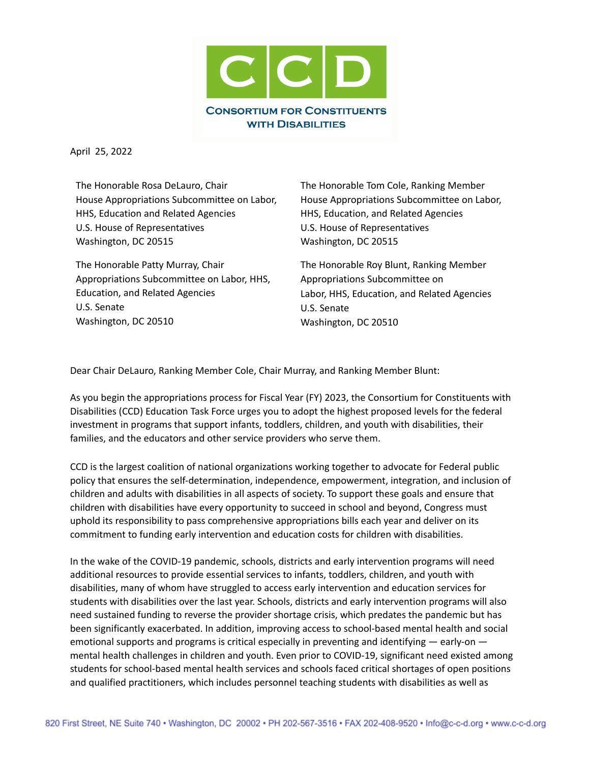# CCD

**CONSORTIUM FOR CONSTITUENTS WITH DISABILITIES**

April 25, 2022

The Honorable Rosa DeLauro, Chair
House Appropriations Subcommittee on Labor, HHS, Education and Related Agencies
U.S. House of Representatives
Washington, DC 20515

The Honorable Tom Cole, Ranking Member
House Appropriations Subcommittee on Labor, HHS, Education, and Related Agencies
U.S. House of Representatives
Washington, DC 20515

The Honorable Patty Murray, Chair
Appropriations Subcommittee on Labor, HHS, Education, and Related Agencies
U.S. Senate
Washington, DC 20510

The Honorable Roy Blunt, Ranking Member
Appropriations Subcommittee on Labor, HHS, Education, and Related Agencies
U.S. Senate
Washington, DC 20510

Dear Chair DeLauro, Ranking Member Cole, Chair Murray, and Ranking Member Blunt:

As you begin the appropriations process for Fiscal Year (FY) 2023, the Consortium for Constituents with Disabilities (CCD) Education Task Force urges you to adopt the highest proposed levels for the federal investment in programs that support infants, toddlers, children, and youth with disabilities, their families, and the educators and other service providers who serve them.

CCD is the largest coalition of national organizations working together to advocate for Federal public policy that ensures the self-determination, independence, empowerment, integration, and inclusion of children and adults with disabilities in all aspects of society. To support these goals and ensure that children with disabilities have every opportunity to succeed in school and beyond, Congress must uphold its responsibility to pass comprehensive appropriations bills each year and deliver on its commitment to funding early intervention and education costs for children with disabilities.

In the wake of the COVID-19 pandemic, schools, districts and early intervention programs will need additional resources to provide essential services to infants, toddlers, children, and youth with disabilities, many of whom have struggled to access early intervention and education services for students with disabilities over the last year. Schools, districts and early intervention programs will also need sustained funding to reverse the provider shortage crisis, which predates the pandemic but has been significantly exacerbated. In addition, improving access to school-based mental health and social emotional supports and programs is critical especially in preventing and identifying — early-on — mental health challenges in children and youth. Even prior to COVID-19, significant need existed among students for school-based mental health services and schools faced critical shortages of open positions and qualified practitioners, which includes personnel teaching students with disabilities as well as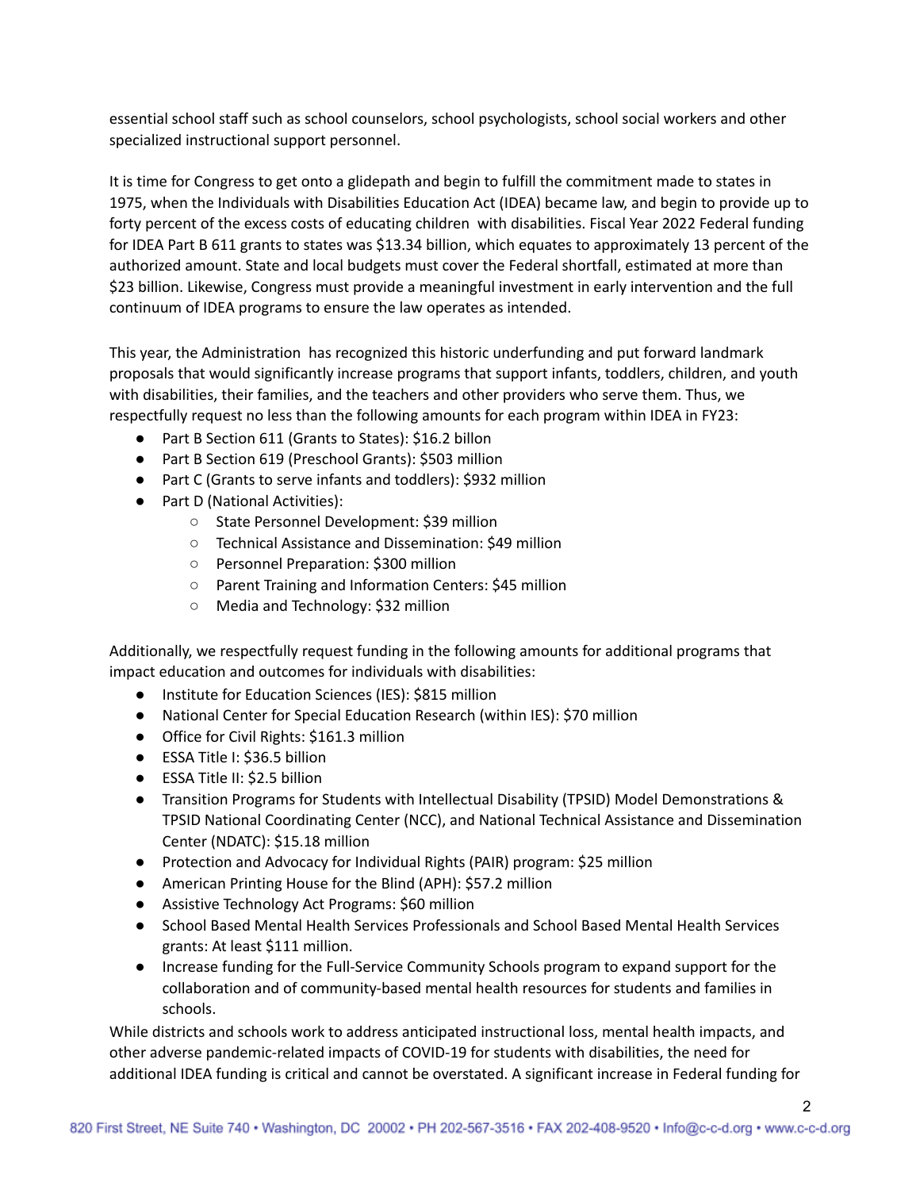essential school staff such as school counselors, school psychologists, school social workers and other specialized instructional support personnel.

It is time for Congress to get onto a glidepath and begin to fulfill the commitment made to states in 1975, when the Individuals with Disabilities Education Act (IDEA) became law, and begin to provide up to forty percent of the excess costs of educating children with disabilities. Fiscal Year 2022 Federal funding for IDEA Part B 611 grants to states was $13.34 billion, which equates to approximately 13 percent of the authorized amount. State and local budgets must cover the Federal shortfall, estimated at more than $23 billion. Likewise, Congress must provide a meaningful investment in early intervention and the full continuum of IDEA programs to ensure the law operates as intended.

This year, the Administration has recognized this historic underfunding and put forward landmark proposals that would significantly increase programs that support infants, toddlers, children, and youth with disabilities, their families, and the teachers and other providers who serve them. Thus, we respectfully request no less than the following amounts for each program within IDEA in FY23:

- Part B Section 611 (Grants to States): $16.2 billon
- Part B Section 619 (Preschool Grants): $503 million
- Part C (Grants to serve infants and toddlers): $932 million
- Part D (National Activities):
  - State Personnel Development: $39 million
  - Technical Assistance and Dissemination: $49 million
  - Personnel Preparation: $300 million
  - Parent Training and Information Centers: $45 million
  - Media and Technology: $32 million

Additionally, we respectfully request funding in the following amounts for additional programs that impact education and outcomes for individuals with disabilities:

- Institute for Education Sciences (IES): $815 million
- National Center for Special Education Research (within IES): $70 million
- Office for Civil Rights: $161.3 million
- ESSA Title I: $36.5 billion
- ESSA Title II: $2.5 billion
- Transition Programs for Students with Intellectual Disability (TPSID) Model Demonstrations & TPSID National Coordinating Center (NCC), and National Technical Assistance and Dissemination Center (NDATC): $15.18 million
- Protection and Advocacy for Individual Rights (PAIR) program: $25 million
- American Printing House for the Blind (APH): $57.2 million
- Assistive Technology Act Programs: $60 million
- School Based Mental Health Services Professionals and School Based Mental Health Services grants: At least $111 million.
- Increase funding for the Full-Service Community Schools program to expand support for the collaboration and of community-based mental health resources for students and families in schools.

While districts and schools work to address anticipated instructional loss, mental health impacts, and other adverse pandemic-related impacts of COVID-19 for students with disabilities, the need for additional IDEA funding is critical and cannot be overstated. A significant increase in Federal funding for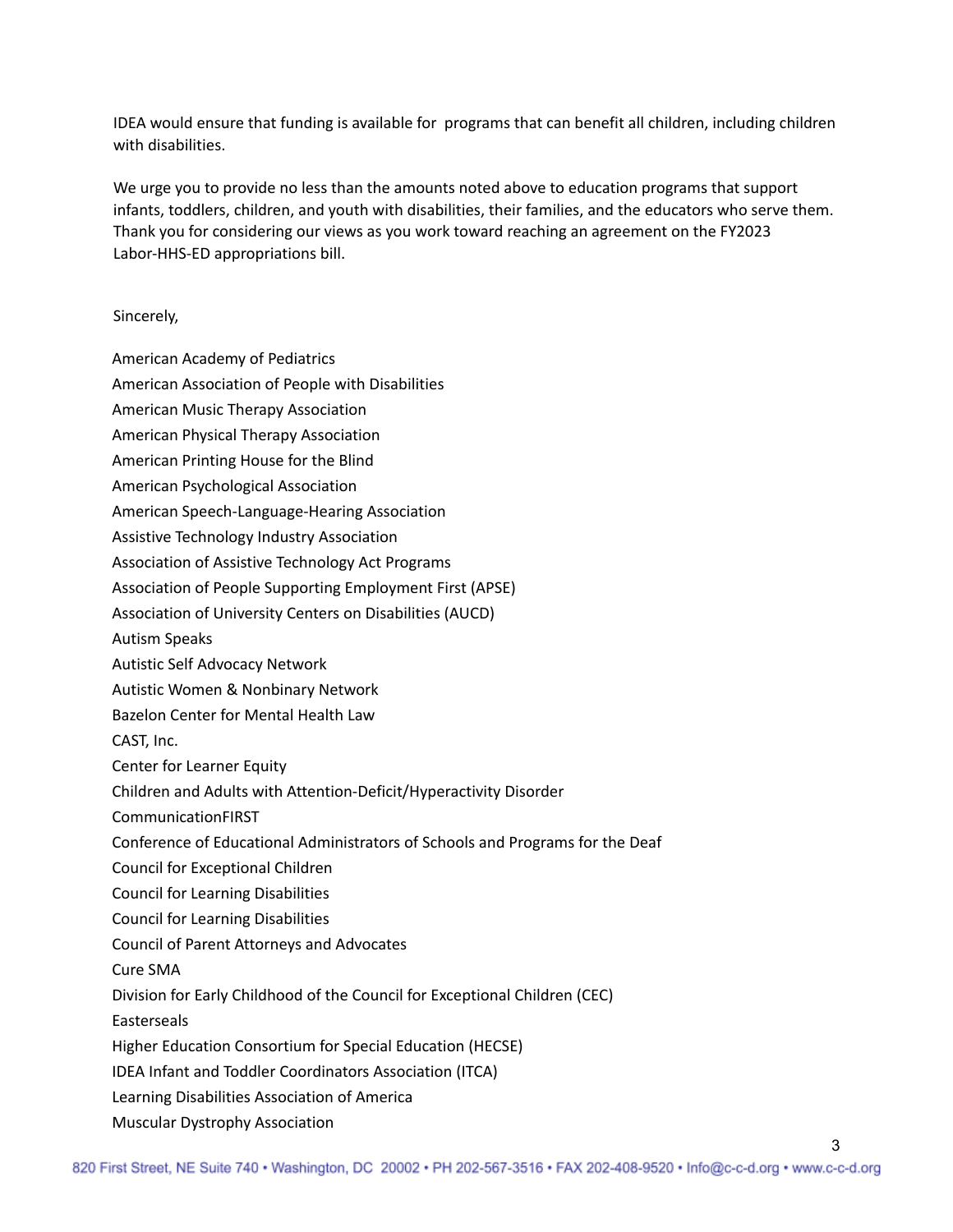IDEA would ensure that funding is available for programs that can benefit all children, including children with disabilities.

We urge you to provide no less than the amounts noted above to education programs that support infants, toddlers, children, and youth with disabilities, their families, and the educators who serve them. Thank you for considering our views as you work toward reaching an agreement on the FY2023 Labor-HHS-ED appropriations bill.

Sincerely,

American Academy of Pediatrics
American Association of People with Disabilities
American Music Therapy Association
American Physical Therapy Association
American Printing House for the Blind
American Psychological Association
American Speech-Language-Hearing Association
Assistive Technology Industry Association
Association of Assistive Technology Act Programs
Association of People Supporting Employment First (APSE)
Association of University Centers on Disabilities (AUCD)
Autism Speaks
Autistic Self Advocacy Network
Autistic Women & Nonbinary Network
Bazelon Center for Mental Health Law
CAST, Inc.
Center for Learner Equity
Children and Adults with Attention-Deficit/Hyperactivity Disorder
CommunicationFIRST
Conference of Educational Administrators of Schools and Programs for the Deaf
Council for Exceptional Children
Council for Learning Disabilities
Council for Learning Disabilities
Council of Parent Attorneys and Advocates
Cure SMA
Division for Early Childhood of the Council for Exceptional Children (CEC)
Easterseals
Higher Education Consortium for Special Education (HECSE)
IDEA Infant and Toddler Coordinators Association (ITCA)
Learning Disabilities Association of America
Muscular Dystrophy Association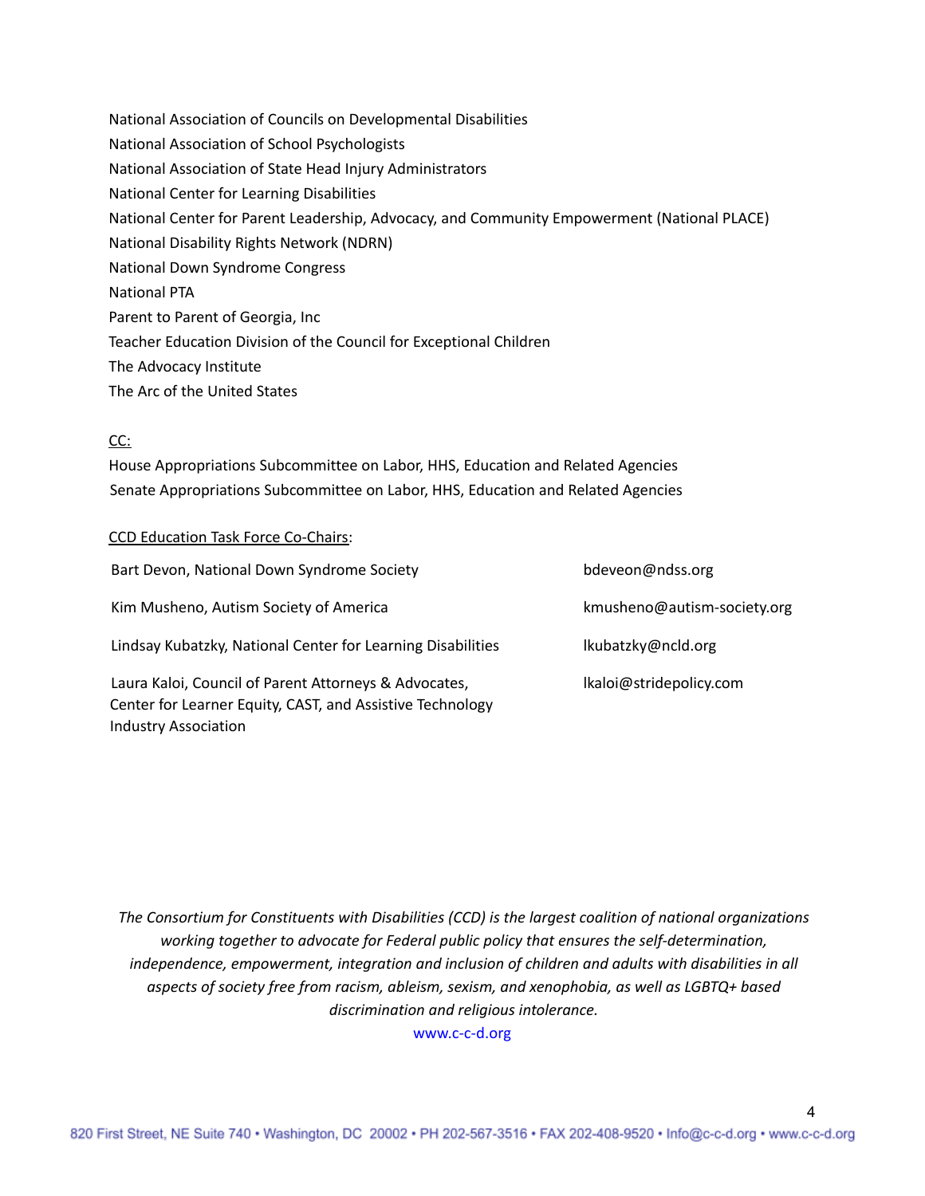National Association of Councils on Developmental Disabilities
National Association of School Psychologists
National Association of State Head Injury Administrators
National Center for Learning Disabilities
National Center for Parent Leadership, Advocacy, and Community Empowerment (National PLACE)
National Disability Rights Network (NDRN)
National Down Syndrome Congress
National PTA
Parent to Parent of Georgia, Inc
Teacher Education Division of the Council for Exceptional Children
The Advocacy Institute
The Arc of the United States

CC:
House Appropriations Subcommittee on Labor, HHS, Education and Related Agencies
Senate Appropriations Subcommittee on Labor, HHS, Education and Related Agencies

CCD Education Task Force Co-Chairs:

| | |
|---|---|
| Bart Devon, National Down Syndrome Society | bdeveon@ndss.org |
| Kim Musheno, Autism Society of America | kmusheno@autism-society.org |
| Lindsay Kubatzky, National Center for Learning Disabilities | lkubatzky@ncld.org |
| Laura Kaloi, Council of Parent Attorneys & Advocates, Center for Learner Equity, CAST, and Assistive Technology Industry Association | lkaloi@stridepolicy.com |

*The Consortium for Constituents with Disabilities (CCD) is the largest coalition of national organizations working together to advocate for Federal public policy that ensures the self-determination, independence, empowerment, integration and inclusion of children and adults with disabilities in all aspects of society free from racism, ableism, sexism, and xenophobia, as well as LGBTQ+ based discrimination and religious intolerance.*

www.c-c-d.org

820 First Street, NE Suite 740 • Washington, DC 20002 • PH 202-567-3516 • FAX 202-408-9520 • Info@c-c-d.org • www.c-c-d.org